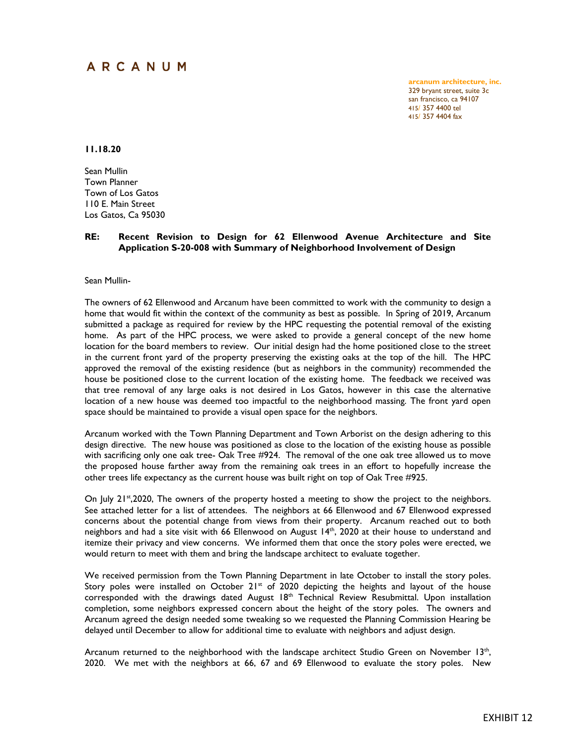# ARCANUM

**arcanum architecture, inc.**
329 bryant street, suite 3c
san francisco, ca 94107
415/ 357 4400 tel
415/ 357 4404 fax

**11.18.20**

Sean Mullin
Town Planner
Town of Los Gatos
110 E. Main Street
Los Gatos, Ca 95030

**RE: Recent Revision to Design for 62 Ellenwood Avenue Architecture and Site Application S-20-008 with Summary of Neighborhood Involvement of Design**

Sean Mullin-

The owners of 62 Ellenwood and Arcanum have been committed to work with the community to design a home that would fit within the context of the community as best as possible. In Spring of 2019, Arcanum submitted a package as required for review by the HPC requesting the potential removal of the existing home. As part of the HPC process, we were asked to provide a general concept of the new home location for the board members to review. Our initial design had the home positioned close to the street in the current front yard of the property preserving the existing oaks at the top of the hill. The HPC approved the removal of the existing residence (but as neighbors in the community) recommended the house be positioned close to the current location of the existing home. The feedback we received was that tree removal of any large oaks is not desired in Los Gatos, however in this case the alternative location of a new house was deemed too impactful to the neighborhood massing. The front yard open space should be maintained to provide a visual open space for the neighbors.

Arcanum worked with the Town Planning Department and Town Arborist on the design adhering to this design directive. The new house was positioned as close to the location of the existing house as possible with sacrificing only one oak tree- Oak Tree #924. The removal of the one oak tree allowed us to move the proposed house farther away from the remaining oak trees in an effort to hopefully increase the other trees life expectancy as the current house was built right on top of Oak Tree #925.

On July 21st,2020, The owners of the property hosted a meeting to show the project to the neighbors. See attached letter for a list of attendees. The neighbors at 66 Ellenwood and 67 Ellenwood expressed concerns about the potential change from views from their property. Arcanum reached out to both neighbors and had a site visit with 66 Ellenwood on August 14th, 2020 at their house to understand and itemize their privacy and view concerns. We informed them that once the story poles were erected, we would return to meet with them and bring the landscape architect to evaluate together.

We received permission from the Town Planning Department in late October to install the story poles. Story poles were installed on October 21st of 2020 depicting the heights and layout of the house corresponded with the drawings dated August 18th Technical Review Resubmittal. Upon installation completion, some neighbors expressed concern about the height of the story poles. The owners and Arcanum agreed the design needed some tweaking so we requested the Planning Commission Hearing be delayed until December to allow for additional time to evaluate with neighbors and adjust design.

Arcanum returned to the neighborhood with the landscape architect Studio Green on November 13th, 2020. We met with the neighbors at 66, 67 and 69 Ellenwood to evaluate the story poles. New

EXHIBIT 12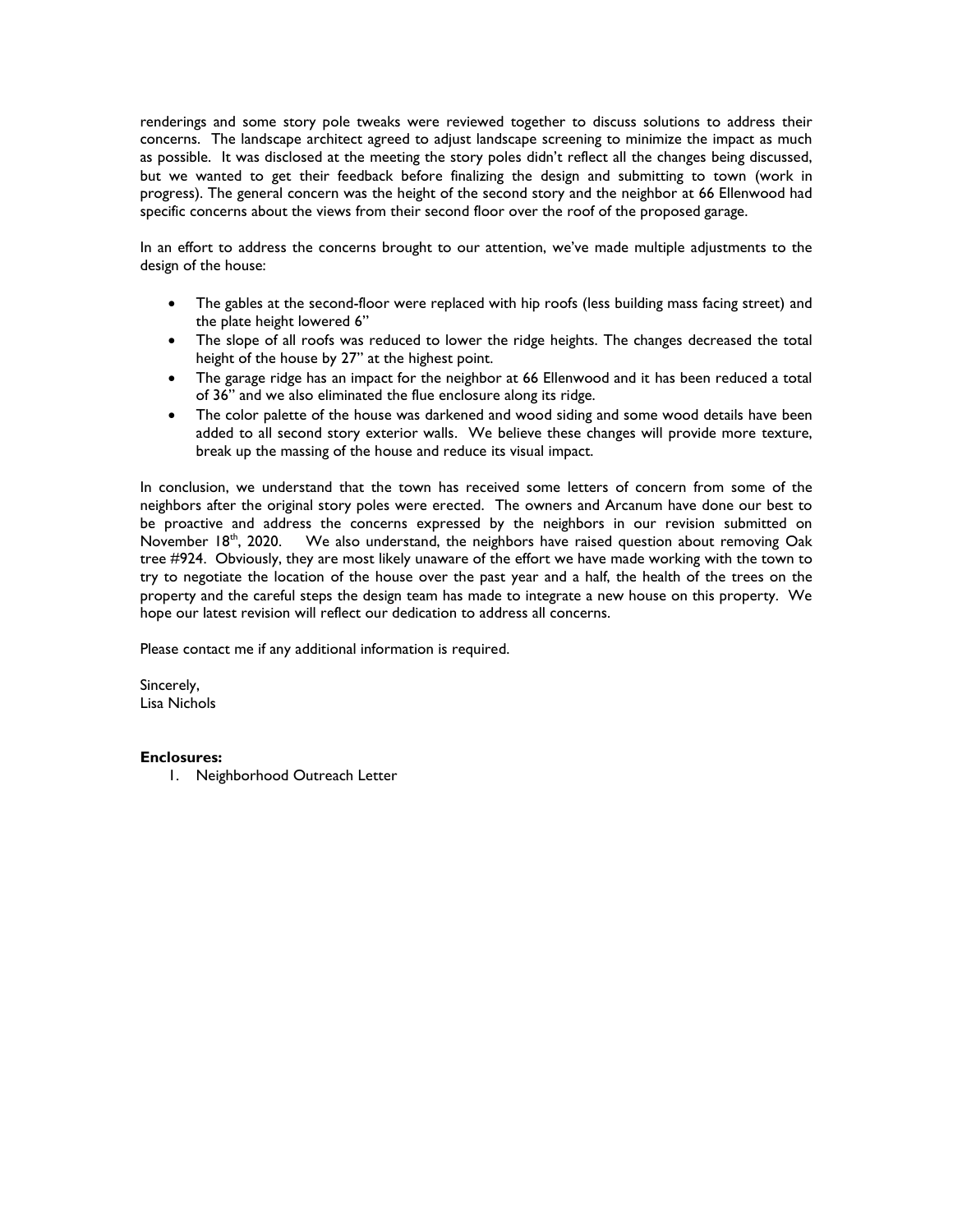renderings and some story pole tweaks were reviewed together to discuss solutions to address their concerns. The landscape architect agreed to adjust landscape screening to minimize the impact as much as possible. It was disclosed at the meeting the story poles didn't reflect all the changes being discussed, but we wanted to get their feedback before finalizing the design and submitting to town (work in progress). The general concern was the height of the second story and the neighbor at 66 Ellenwood had specific concerns about the views from their second floor over the roof of the proposed garage.

In an effort to address the concerns brought to our attention, we've made multiple adjustments to the design of the house:

- The gables at the second-floor were replaced with hip roofs (less building mass facing street) and the plate height lowered 6"
- The slope of all roofs was reduced to lower the ridge heights. The changes decreased the total height of the house by 27" at the highest point.
- The garage ridge has an impact for the neighbor at 66 Ellenwood and it has been reduced a total of 36" and we also eliminated the flue enclosure along its ridge.
- The color palette of the house was darkened and wood siding and some wood details have been added to all second story exterior walls. We believe these changes will provide more texture, break up the massing of the house and reduce its visual impact.

In conclusion, we understand that the town has received some letters of concern from some of the neighbors after the original story poles were erected. The owners and Arcanum have done our best to be proactive and address the concerns expressed by the neighbors in our revision submitted on November 18th, 2020. We also understand, the neighbors have raised question about removing Oak tree #924. Obviously, they are most likely unaware of the effort we have made working with the town to try to negotiate the location of the house over the past year and a half, the health of the trees on the property and the careful steps the design team has made to integrate a new house on this property. We hope our latest revision will reflect our dedication to address all concerns.

Please contact me if any additional information is required.

Sincerely,
Lisa Nichols

**Enclosures:**

1. Neighborhood Outreach Letter